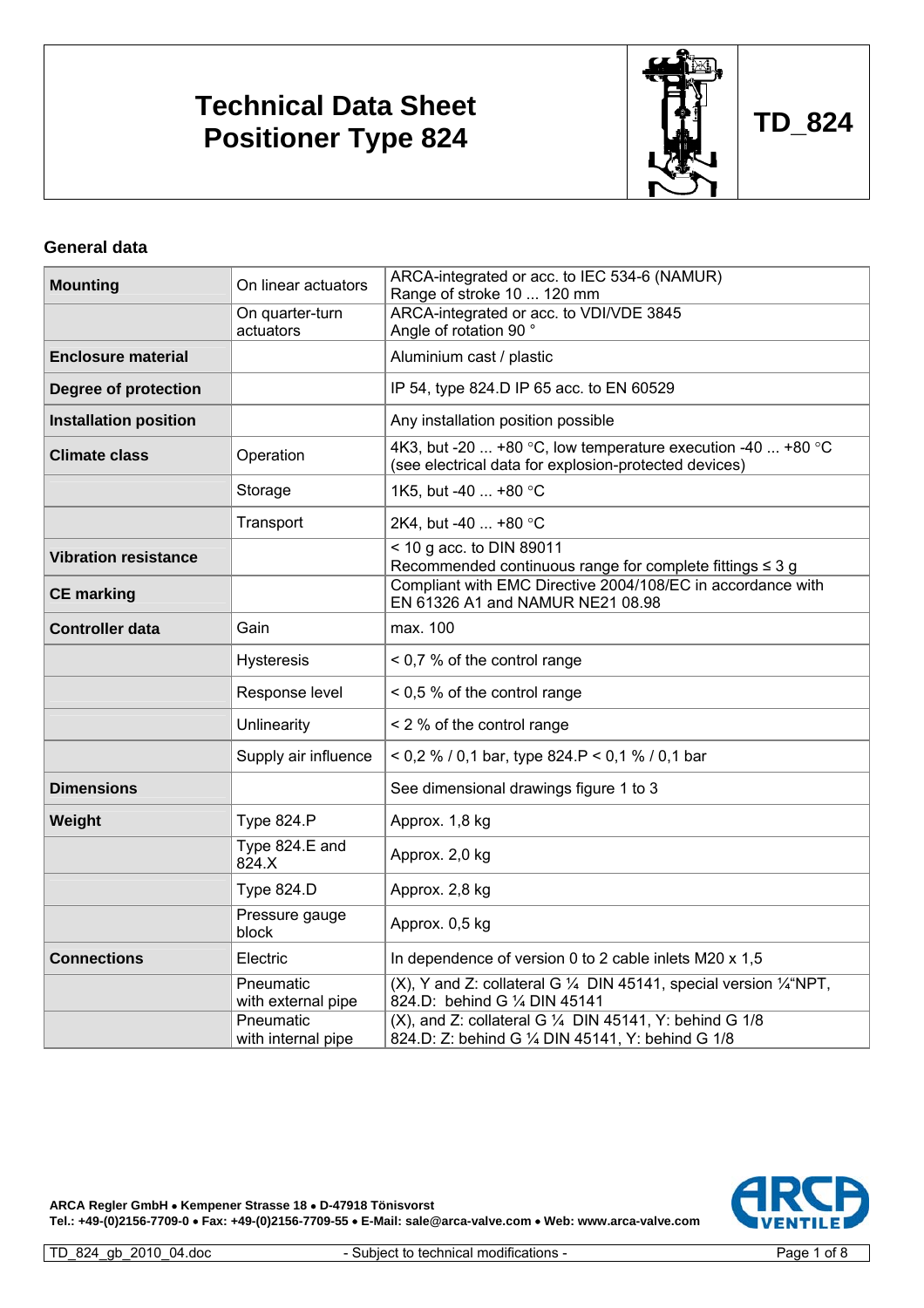# Technical Data Sheet
# Positioner Type 824

**TD_824**

## General data

| | | |
|---|---|---|
| **Mounting** | On linear actuators | ARCA-integrated or acc. to IEC 534-6 (NAMUR)<br>Range of stroke 10 ... 120 mm |
| | On quarter-turn actuators | ARCA-integrated or acc. to VDI/VDE 3845<br>Angle of rotation 90 ° |
| **Enclosure material** | | Aluminium cast / plastic |
| **Degree of protection** | | IP 54, type 824.D IP 65 acc. to EN 60529 |
| **Installation position** | | Any installation position possible |
| **Climate class** | Operation | 4K3, but -20 ... +80 °C, low temperature execution -40 ... +80 °C<br>(see electrical data for explosion-protected devices) |
| | Storage | 1K5, but -40 ... +80 °C |
| | Transport | 2K4, but -40 ... +80 °C |
| **Vibration resistance** | | < 10 g acc. to DIN 89011<br>Recommended continuous range for complete fittings ≤ 3 g |
| **CE marking** | | Compliant with EMC Directive 2004/108/EC in accordance with EN 61326 A1 and NAMUR NE21 08.98 |
| **Controller data** | Gain | max. 100 |
| | Hysteresis | < 0,7 % of the control range |
| | Response level | < 0,5 % of the control range |
| | Unlinearity | < 2 % of the control range |
| | Supply air influence | < 0,2 % / 0,1 bar, type 824.P < 0,1 % / 0,1 bar |
| **Dimensions** | | See dimensional drawings figure 1 to 3 |
| **Weight** | Type 824.P | Approx. 1,8 kg |
| | Type 824.E and 824.X | Approx. 2,0 kg |
| | Type 824.D | Approx. 2,8 kg |
| | Pressure gauge block | Approx. 0,5 kg |
| **Connections** | Electric | In dependence of version 0 to 2 cable inlets M20 x 1,5 |
| | Pneumatic with external pipe | (X), Y and Z: collateral G ¼ DIN 45141, special version ¼"NPT,<br>824.D: behind G ¼ DIN 45141 |
| | Pneumatic with internal pipe | (X), and Z: collateral G ¼ DIN 45141, Y: behind G 1/8<br>824.D: Z: behind G ¼ DIN 45141, Y: behind G 1/8 |

**ARCA Regler GmbH • Kempener Strasse 18 • D-47918 Tönisvorst**
**Tel.: +49-(0)2156-7709-0 • Fax: +49-(0)2156-7709-55 • E-Mail: sale@arca-valve.com • Web: www.arca-valve.com**

TD_824_gb_2010_04.doc - Subject to technical modifications -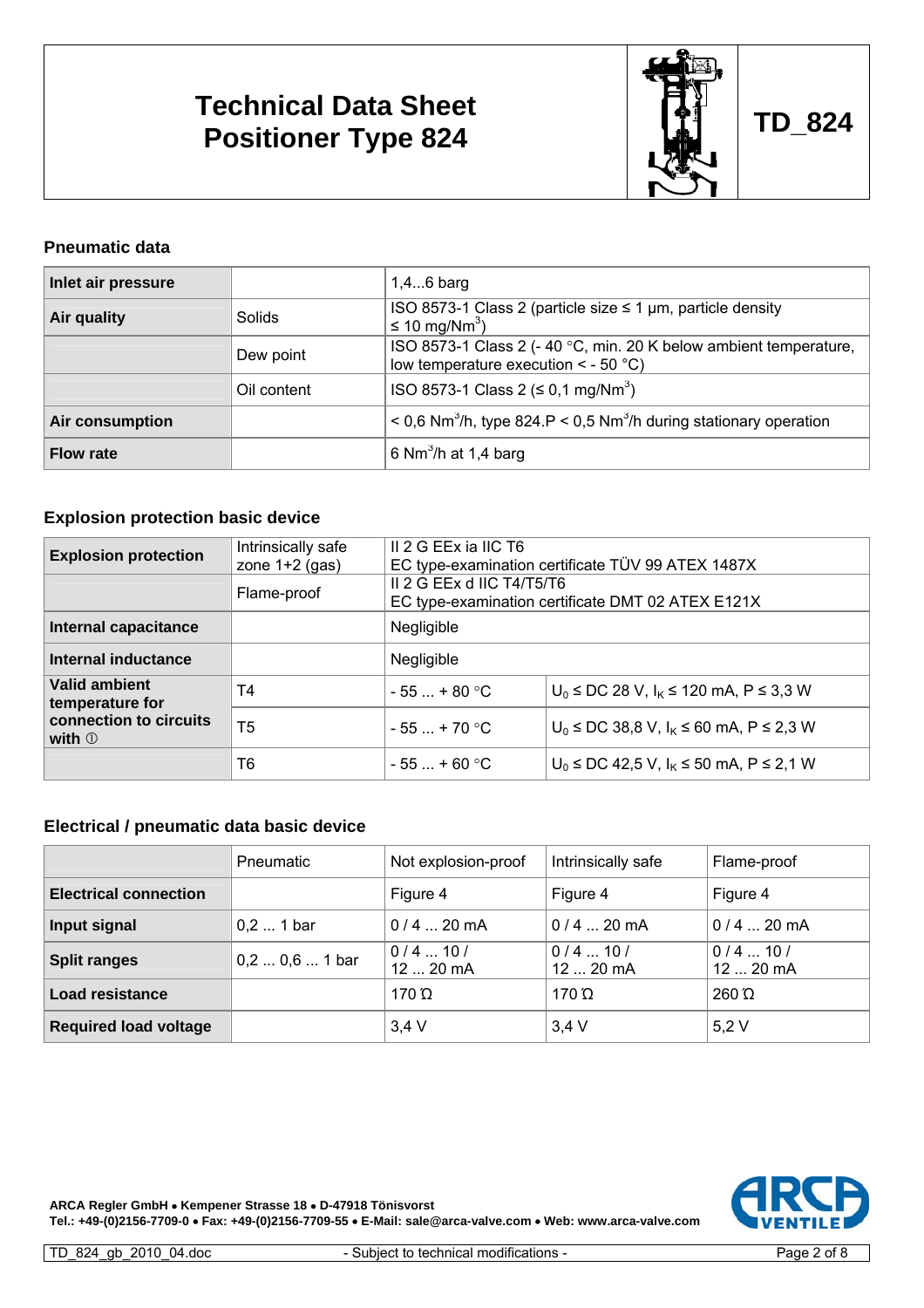# Technical Data Sheet Positioner Type 824

**TD_824**

## Pneumatic data

| | | |
|---|---|---|
| **Inlet air pressure** | | 1,4...6 barg |
| **Air quality** | Solids | ISO 8573-1 Class 2 (particle size ≤ 1 µm, particle density ≤ 10 mg/$Nm^3$) |
| | Dew point | ISO 8573-1 Class 2 (- 40 °C, min. 20 K below ambient temperature, low temperature execution < - 50 °C) |
| | Oil content | ISO 8573-1 Class 2 (≤ 0,1 mg/$Nm^3$) |
| **Air consumption** | | < 0,6 $Nm^3$/h, type 824.P < 0,5 $Nm^3$/h during stationary operation |
| **Flow rate** | | 6 $Nm^3$/h at 1,4 barg |

## Explosion protection basic device

| | | | |
|---|---|---|---|
| **Explosion protection** | Intrinsically safe zone 1+2 (gas) | II 2 G EEx ia IIC T6<br>EC type-examination certificate TÜV 99 ATEX 1487X | |
| | Flame-proof | II 2 G EEx d IIC T4/T5/T6<br>EC type-examination certificate DMT 02 ATEX E121X | |
| **Internal capacitance** | | Negligible | |
| **Internal inductance** | | Negligible | |
| **Valid ambient temperature for connection to circuits with ①** | T4 | - 55 ... + 80 °C | $U_0$ ≤ DC 28 V, $I_K$ ≤ 120 mA, P ≤ 3,3 W |
| | T5 | - 55 ... + 70 °C | $U_0$ ≤ DC 38,8 V, $I_K$ ≤ 60 mA, P ≤ 2,3 W |
| | T6 | - 55 ... + 60 °C | $U_0$ ≤ DC 42,5 V, $I_K$ ≤ 50 mA, P ≤ 2,1 W |

## Electrical / pneumatic data basic device

| | Pneumatic | Not explosion-proof | Intrinsically safe | Flame-proof |
|---|---|---|---|---|
| **Electrical connection** | | Figure 4 | Figure 4 | Figure 4 |
| **Input signal** | 0,2 ... 1 bar | 0 / 4 ... 20 mA | 0 / 4 ... 20 mA | 0 / 4 ... 20 mA |
| **Split ranges** | 0,2 ... 0,6 ... 1 bar | 0 / 4 ... 10 / 12 ... 20 mA | 0 / 4 ... 10 / 12 ... 20 mA | 0 / 4 ... 10 / 12 ... 20 mA |
| **Load resistance** | | 170 Ω | 170 Ω | 260 Ω |
| **Required load voltage** | | 3,4 V | 3,4 V | 5,2 V |

ARCA Regler GmbH • Kempener Strasse 18 • D-47918 Tönisvorst
Tel.: +49-(0)2156-7709-0 • Fax: +49-(0)2156-7709-55 • E-Mail: sale@arca-valve.com • Web: www.arca-valve.com

TD_824_gb_2010_04.doc - Subject to technical modifications -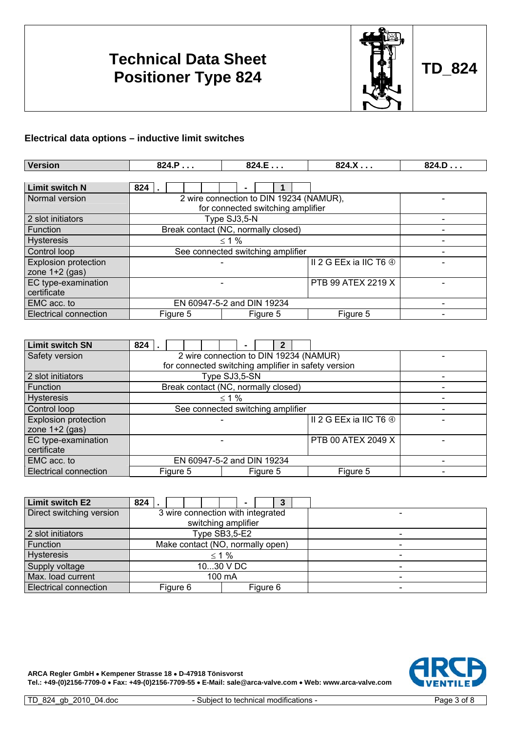# Technical Data Sheet Positioner Type 824

**TD_824**

## Electrical data options – inductive limit switches

| Version | 824.P . . . | 824.E . . . | 824.X . . . | 824.D . . . |
|---|---|---|---|---|

| Limit switch N | 824 . ☐☐☐☐☐ - ☐ 1 ☐ | | | |
|---|---|---|---|---|
| Normal version | 2 wire connection to DIN 19234 (NAMUR), for connected switching amplifier | | | - |
| 2 slot initiators | Type SJ3,5-N | | | - |
| Function | Break contact (NC, normally closed) | | | - |
| Hysteresis | ≤ 1 % | | | - |
| Control loop | See connected switching amplifier | | | - |
| Explosion protection zone 1+2 (gas) | - | | II 2 G EEx ia IIC T6 ④ | - |
| EC type-examination certificate | - | | PTB 99 ATEX 2219 X | - |
| EMC acc. to | EN 60947-5-2 and DIN 19234 | | | - |
| Electrical connection | Figure 5 | Figure 5 | Figure 5 | - |

| Limit switch SN | 824 . ☐☐☐☐☐ - ☐ 2 ☐ | | | |
|---|---|---|---|---|
| Safety version | 2 wire connection to DIN 19234 (NAMUR) for connected switching amplifier in safety version | | | - |
| 2 slot initiators | Type SJ3,5-SN | | | - |
| Function | Break contact (NC, normally closed) | | | - |
| Hysteresis | ≤ 1 % | | | - |
| Control loop | See connected switching amplifier | | | - |
| Explosion protection zone 1+2 (gas) | - | | II 2 G EEx ia IIC T6 ④ | - |
| EC type-examination certificate | - | | PTB 00 ATEX 2049 X | - |
| EMC acc. to | EN 60947-5-2 and DIN 19234 | | | - |
| Electrical connection | Figure 5 | Figure 5 | Figure 5 | - |

| Limit switch E2 | 824 . ☐☐☐☐☐ - ☐ 3 ☐ | | |
|---|---|---|---|
| Direct switching version | 3 wire connection with integrated switching amplifier | | - |
| 2 slot initiators | Type SB3,5-E2 | | - |
| Function | Make contact (NO, normally open) | | - |
| Hysteresis | ≤ 1 % | | - |
| Supply voltage | 10...30 V DC | | - |
| Max. load current | 100 mA | | - |
| Electrical connection | Figure 6 | Figure 6 | - |

ARCA Regler GmbH • Kempener Strasse 18 • D-47918 Tönisvorst
Tel.: +49-(0)2156-7709-0 • Fax: +49-(0)2156-7709-55 • E-Mail: sale@arca-valve.com • Web: www.arca-valve.com

TD_824_gb_2010_04.doc - Subject to technical modifications -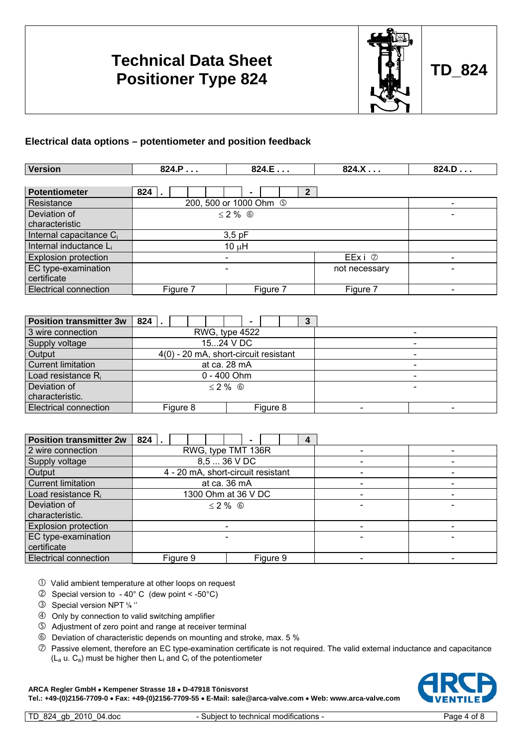# Technical Data Sheet Positioner Type 824

**TD_824**

## Electrical data options – potentiometer and position feedback

| Version | 824.P . . . | 824.E . . . | 824.X . . . | 824.D . . . |
|---|---|---|---|---|
| **Potentiometer** | 824 . - 2 | | | |
| Resistance | 200, 500 or 1000 Ohm ⑤ | | | - |
| Deviation of characteristic | ≤ 2 % ⑥ | | | - |
| Internal capacitance $C_i$ | 3,5 pF | | | |
| Internal inductance $L_i$ | 10 µH | | | |
| Explosion protection | - | | EEx i ⑦ | - |
| EC type-examination certificate | - | | not necessary | - |
| Electrical connection | Figure 7 | Figure 7 | Figure 7 | - |

| Version | 824.P . . . | 824.E . . . | 824.X . . . | 824.D . . . |
|---|---|---|---|---|
| **Position transmitter 3w** | 824 . - 3 | | | |
| 3 wire connection | RWG, type 4522 | | - | |
| Supply voltage | 15...24 V DC | | - | |
| Output | 4(0) - 20 mA, short-circuit resistant | | - | |
| Current limitation | at ca. 28 mA | | - | |
| Load resistance $R_i$ | 0 - 400 Ohm | | - | |
| Deviation of characteristic. | ≤ 2 % ⑥ | | - | |
| Electrical connection | Figure 8 | Figure 8 | - | - |

| Version | 824.P . . . | 824.E . . . | 824.X . . . | 824.D . . . |
|---|---|---|---|---|
| **Position transmitter 2w** | 824 . - 4 | | | |
| 2 wire connection | RWG, type TMT 136R | | - | - |
| Supply voltage | 8,5 ... 36 V DC | | - | - |
| Output | 4 - 20 mA, short-circuit resistant | | - | - |
| Current limitation | at ca. 36 mA | | - | - |
| Load resistance $R_i$ | 1300 Ohm at 36 V DC | | - | - |
| Deviation of characteristic. | ≤ 2 % ⑥ | | - | - |
| Explosion protection | - | | - | - |
| EC type-examination certificate | - | | - | - |
| Electrical connection | Figure 9 | Figure 9 | - | - |

① Valid ambient temperature at other loops on request
② Special version to - 40° C (dew point < -50°C)
③ Special version NPT ¼ "
④ Only by connection to valid switching amplifier
⑤ Adjustment of zero point and range at receiver terminal
⑥ Deviation of characteristic depends on mounting and stroke, max. 5 %
⑦ Passive element, therefore an EC type-examination certificate is not required. The valid external inductance and capacitance ($L_a$ u. $C_a$) must be higher then $L_i$ and $C_i$ of the potentiometer

**ARCA Regler GmbH • Kempener Strasse 18 • D-47918 Tönisvorst**
**Tel.: +49-(0)2156-7709-0 • Fax: +49-(0)2156-7709-55 • E-Mail: sale@arca-valve.com • Web: www.arca-valve.com**

TD_824_gb_2010_04.doc - Subject to technical modifications -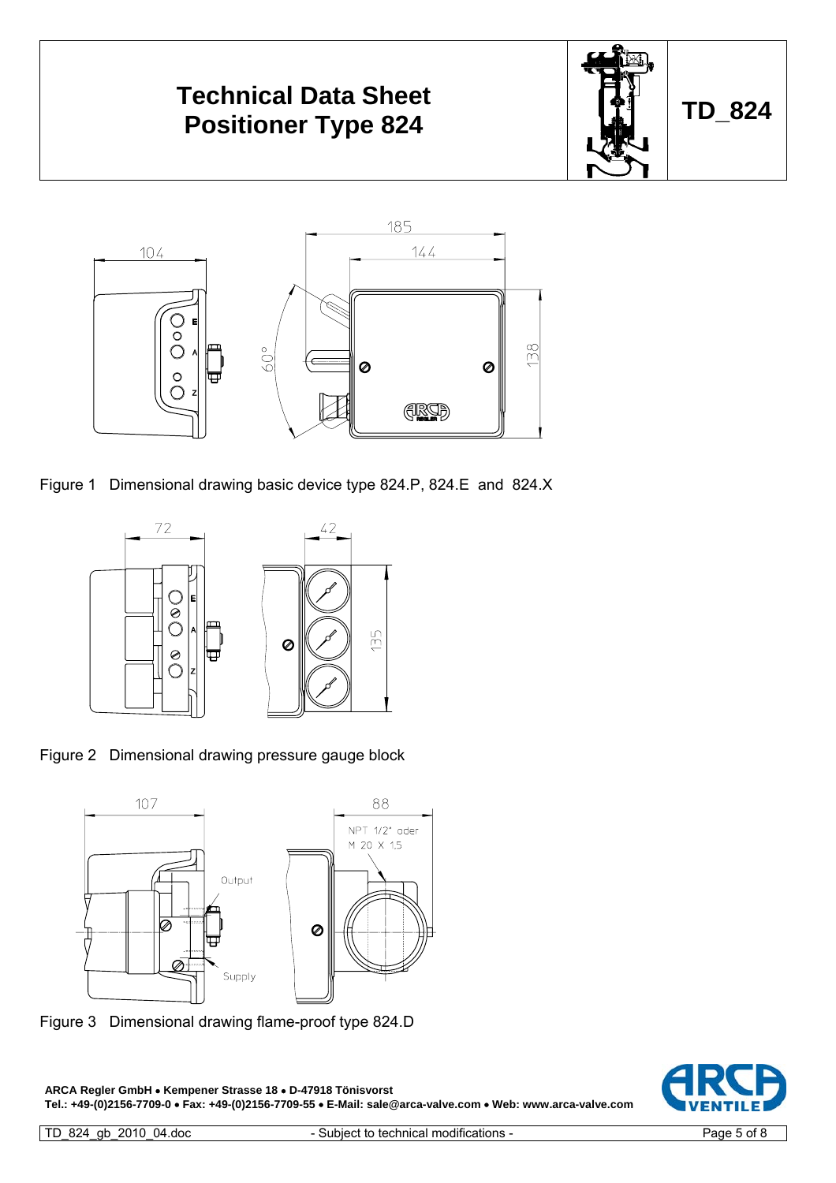Figure 1 Dimensional drawing basic device type 824.P, 824.E and 824.X

Figure 2 Dimensional drawing pressure gauge block

Figure 3 Dimensional drawing flame-proof type 824.D

**ARCA Regler GmbH • Kempener Strasse 18 • D-47918 Tönisvorst**
**Tel.: +49-(0)2156-7709-0 • Fax: +49-(0)2156-7709-55 • E-Mail: sale@arca-valve.com • Web: www.arca-valve.com**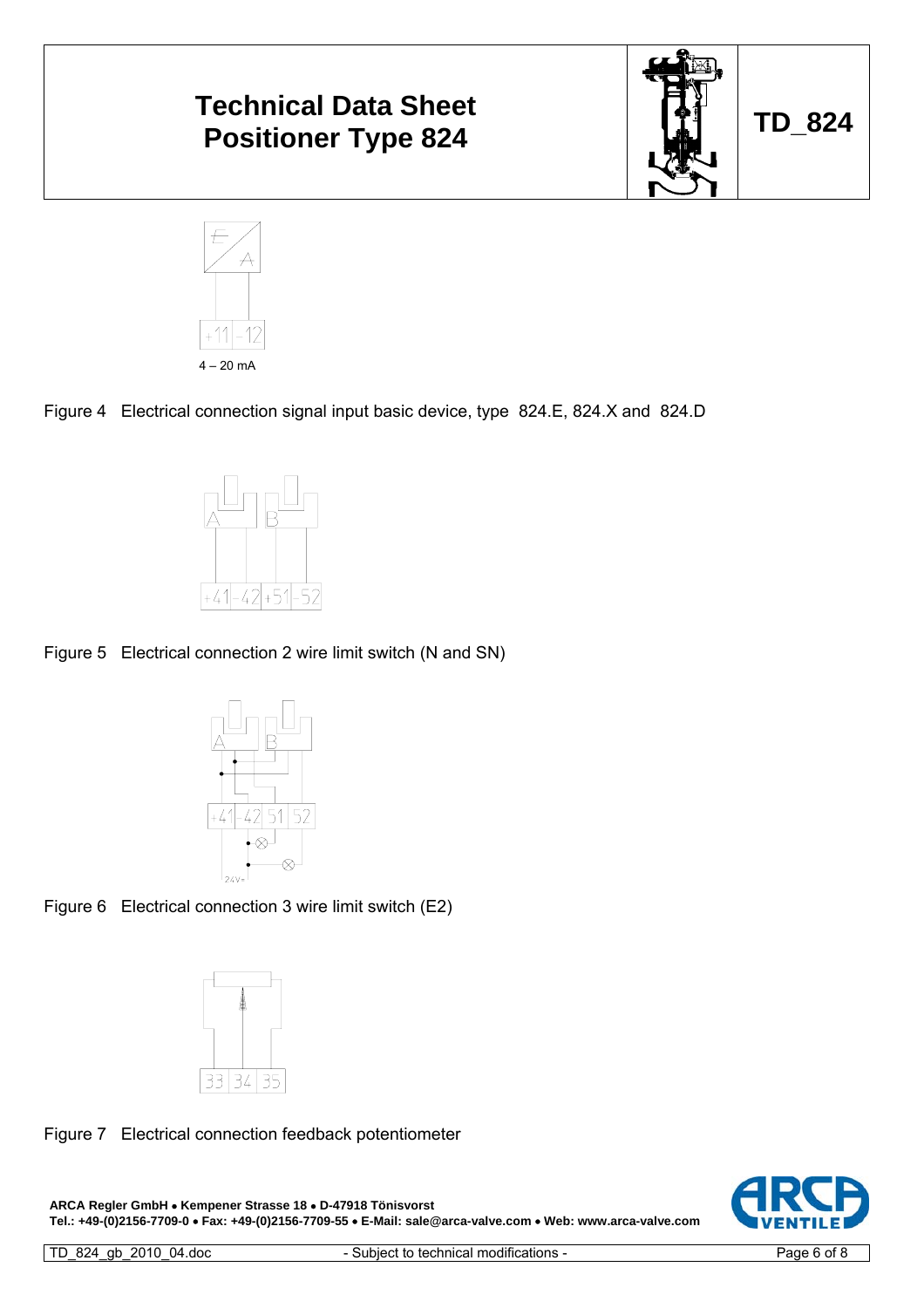4 – 20 mA

Figure 4 Electrical connection signal input basic device, type 824.E, 824.X and 824.D

Figure 5 Electrical connection 2 wire limit switch (N and SN)

Figure 6 Electrical connection 3 wire limit switch (E2)

Figure 7 Electrical connection feedback potentiometer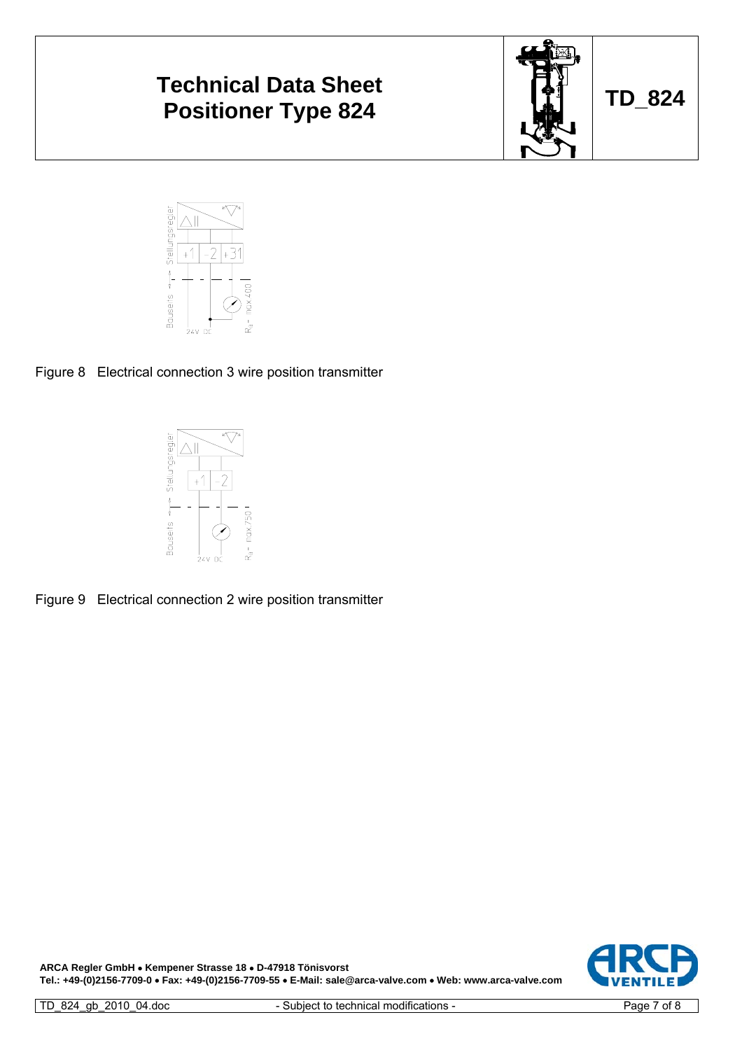Figure 8 Electrical connection 3 wire position transmitter

Figure 9 Electrical connection 2 wire position transmitter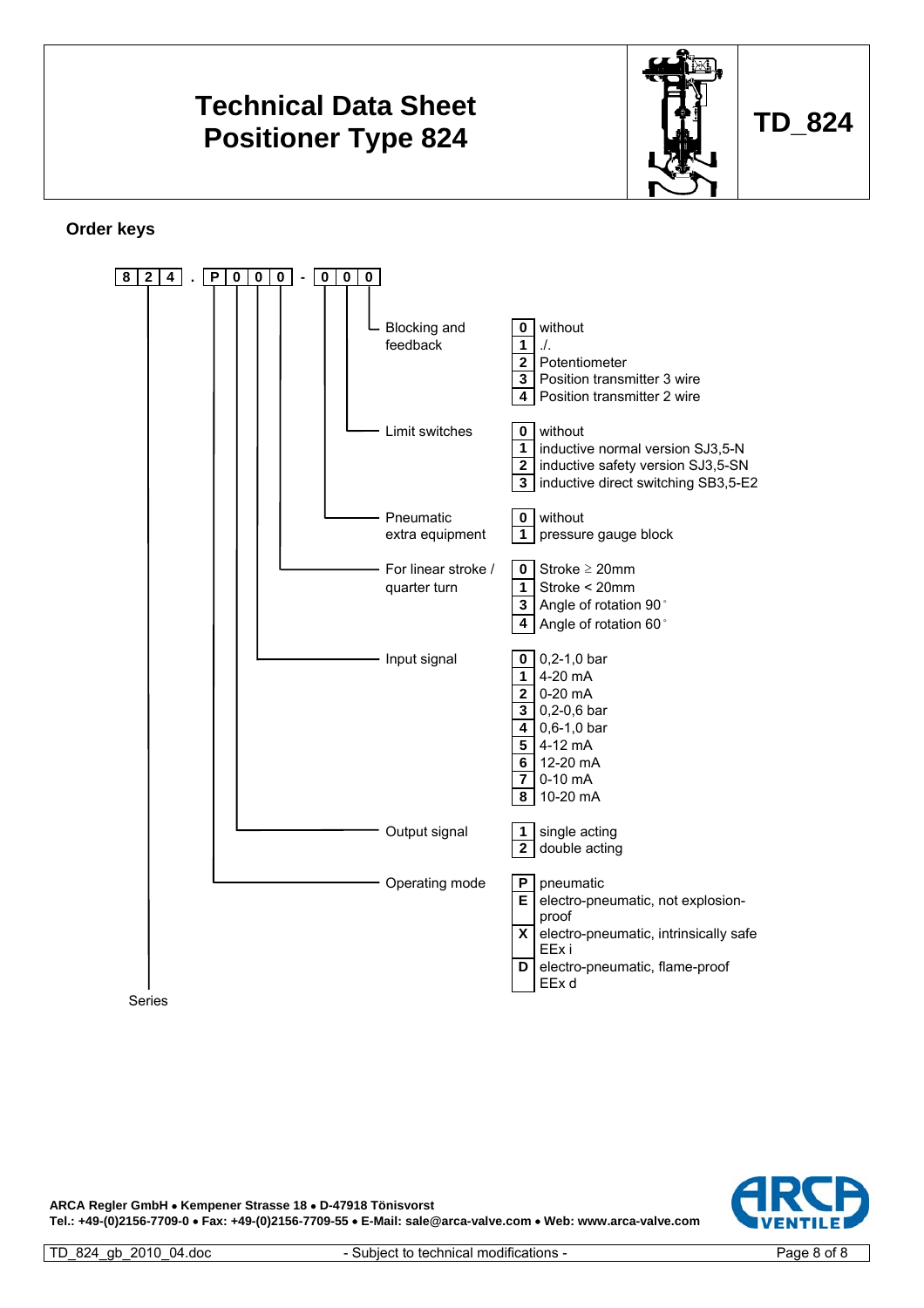# Technical Data Sheet Positioner Type 824

**TD_824**

## Order keys

8 2 4 . P 0 0 0 - 0 0 0

**Blocking and feedback**

| | |
|---|---|
| 0 | without |
| 1 | ./. |
| 2 | Potentiometer |
| 3 | Position transmitter 3 wire |
| 4 | Position transmitter 2 wire |

**Limit switches**

| | |
|---|---|
| 0 | without |
| 1 | inductive normal version SJ3,5-N |
| 2 | inductive safety version SJ3,5-SN |
| 3 | inductive direct switching SB3,5-E2 |

**Pneumatic extra equipment**

| | |
|---|---|
| 0 | without |
| 1 | pressure gauge block |

**For linear stroke / quarter turn**

| | |
|---|---|
| 0 | Stroke ≥ 20mm |
| 1 | Stroke < 20mm |
| 3 | Angle of rotation 90° |
| 4 | Angle of rotation 60° |

**Input signal**

| | |
|---|---|
| 0 | 0,2-1,0 bar |
| 1 | 4-20 mA |
| 2 | 0-20 mA |
| 3 | 0,2-0,6 bar |
| 4 | 0,6-1,0 bar |
| 5 | 4-12 mA |
| 6 | 12-20 mA |
| 7 | 0-10 mA |
| 8 | 10-20 mA |

**Output signal**

| | |
|---|---|
| 1 | single acting |
| 2 | double acting |

**Operating mode**

| | |
|---|---|
| P | pneumatic |
| E | electro-pneumatic, not explosion-proof |
| X | electro-pneumatic, intrinsically safe EEx i |
| D | electro-pneumatic, flame-proof EEx d |

**Series**

**ARCA Regler GmbH • Kempener Strasse 18 • D-47918 Tönisvorst**
**Tel.: +49-(0)2156-7709-0 • Fax: +49-(0)2156-7709-55 • E-Mail: sale@arca-valve.com • Web: www.arca-valve.com**

TD_824_gb_2010_04.doc - Subject to technical modifications -